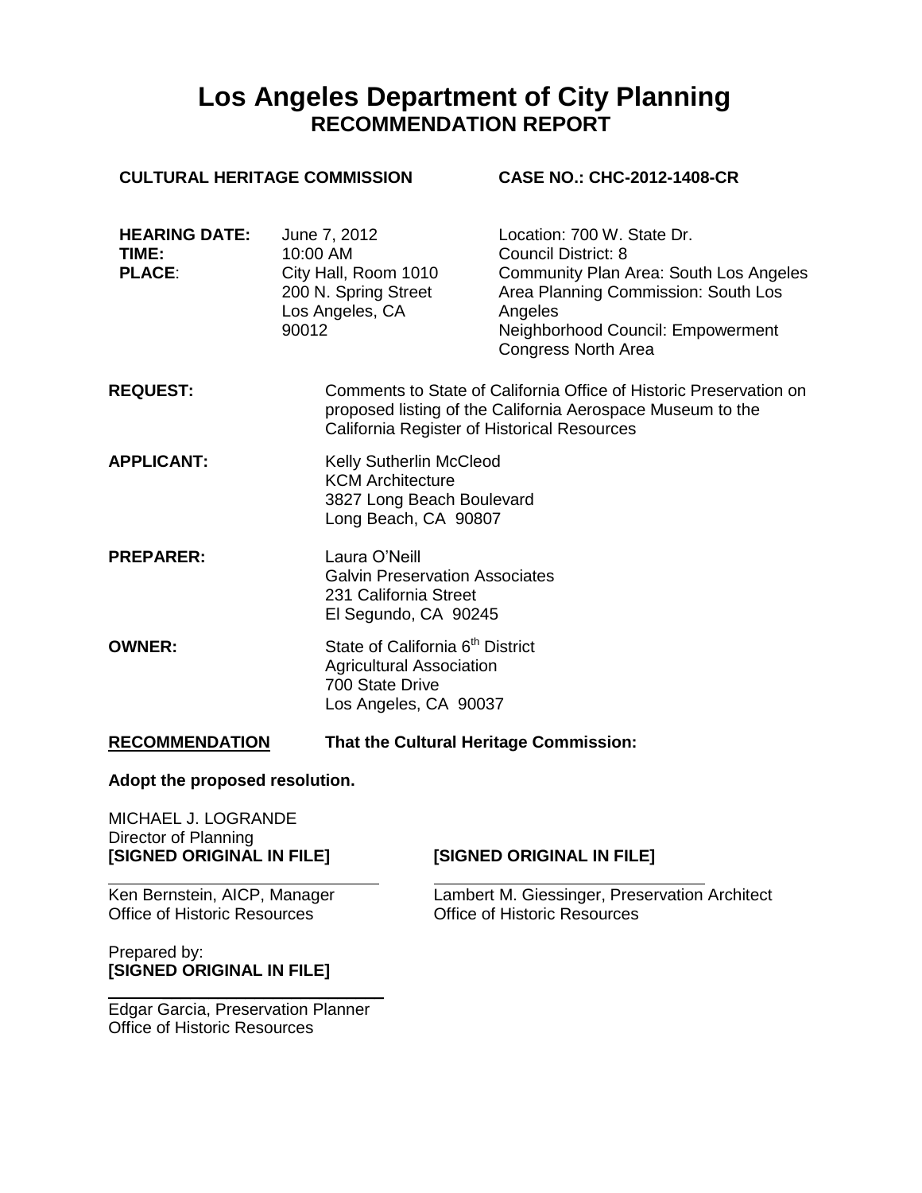# Los Angeles Department of City Planning
## RECOMMENDATION REPORT

**CULTURAL HERITAGE COMMISSION** **CASE NO.: CHC-2012-1408-CR**

| | | |
|---|---|---|
| **HEARING DATE:** | June 7, 2012 | Location: 700 W. State Dr. |
| **TIME:** | 10:00 AM | Council District: 8 |
| **PLACE:** | City Hall, Room 1010<br>200 N. Spring Street<br>Los Angeles, CA 90012 | Community Plan Area: South Los Angeles<br>Area Planning Commission: South Los Angeles<br>Neighborhood Council: Empowerment Congress North Area |

**REQUEST:** Comments to State of California Office of Historic Preservation on proposed listing of the California Aerospace Museum to the California Register of Historical Resources

**APPLICANT:** Kelly Sutherlin McCleod
KCM Architecture
3827 Long Beach Boulevard
Long Beach, CA 90807

**PREPARER:** Laura O'Neill
Galvin Preservation Associates
231 California Street
El Segundo, CA 90245

**OWNER:** State of California 6th District
Agricultural Association
700 State Drive
Los Angeles, CA 90037

**RECOMMENDATION** **That the Cultural Heritage Commission:**

**Adopt the proposed resolution.**

MICHAEL J. LOGRANDE
Director of Planning
**[SIGNED ORIGINAL IN FILE]**

Ken Bernstein, AICP, Manager
Office of Historic Resources

**[SIGNED ORIGINAL IN FILE]**

Lambert M. Giessinger, Preservation Architect
Office of Historic Resources

Prepared by:
**[SIGNED ORIGINAL IN FILE]**

Edgar Garcia, Preservation Planner
Office of Historic Resources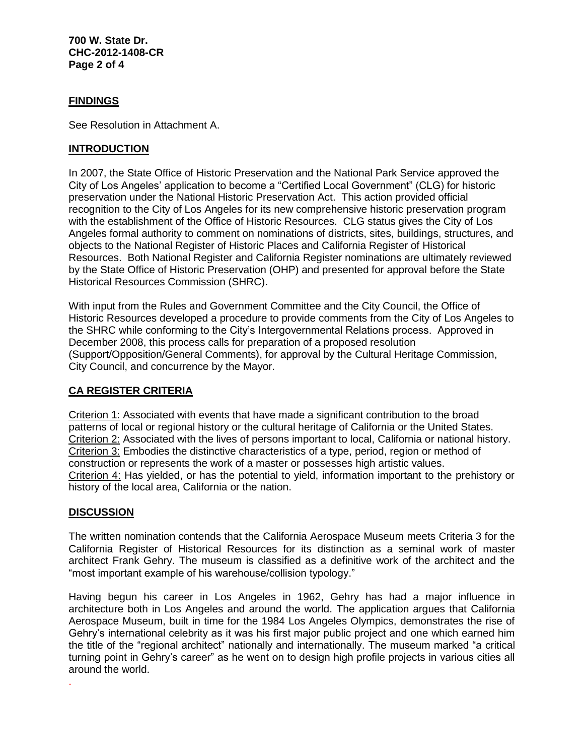## FINDINGS

See Resolution in Attachment A.

## INTRODUCTION

In 2007, the State Office of Historic Preservation and the National Park Service approved the City of Los Angeles' application to become a "Certified Local Government" (CLG) for historic preservation under the National Historic Preservation Act. This action provided official recognition to the City of Los Angeles for its new comprehensive historic preservation program with the establishment of the Office of Historic Resources. CLG status gives the City of Los Angeles formal authority to comment on nominations of districts, sites, buildings, structures, and objects to the National Register of Historic Places and California Register of Historical Resources. Both National Register and California Register nominations are ultimately reviewed by the State Office of Historic Preservation (OHP) and presented for approval before the State Historical Resources Commission (SHRC).

With input from the Rules and Government Committee and the City Council, the Office of Historic Resources developed a procedure to provide comments from the City of Los Angeles to the SHRC while conforming to the City's Intergovernmental Relations process. Approved in December 2008, this process calls for preparation of a proposed resolution (Support/Opposition/General Comments), for approval by the Cultural Heritage Commission, City Council, and concurrence by the Mayor.

## CA REGISTER CRITERIA

Criterion 1: Associated with events that have made a significant contribution to the broad patterns of local or regional history or the cultural heritage of California or the United States.
Criterion 2: Associated with the lives of persons important to local, California or national history.
Criterion 3: Embodies the distinctive characteristics of a type, period, region or method of construction or represents the work of a master or possesses high artistic values.
Criterion 4: Has yielded, or has the potential to yield, information important to the prehistory or history of the local area, California or the nation.

## DISCUSSION

The written nomination contends that the California Aerospace Museum meets Criteria 3 for the California Register of Historical Resources for its distinction as a seminal work of master architect Frank Gehry. The museum is classified as a definitive work of the architect and the "most important example of his warehouse/collision typology."

Having begun his career in Los Angeles in 1962, Gehry has had a major influence in architecture both in Los Angeles and around the world. The application argues that California Aerospace Museum, built in time for the 1984 Los Angeles Olympics, demonstrates the rise of Gehry's international celebrity as it was his first major public project and one which earned him the title of the "regional architect" nationally and internationally. The museum marked "a critical turning point in Gehry's career" as he went on to design high profile projects in various cities all around the world.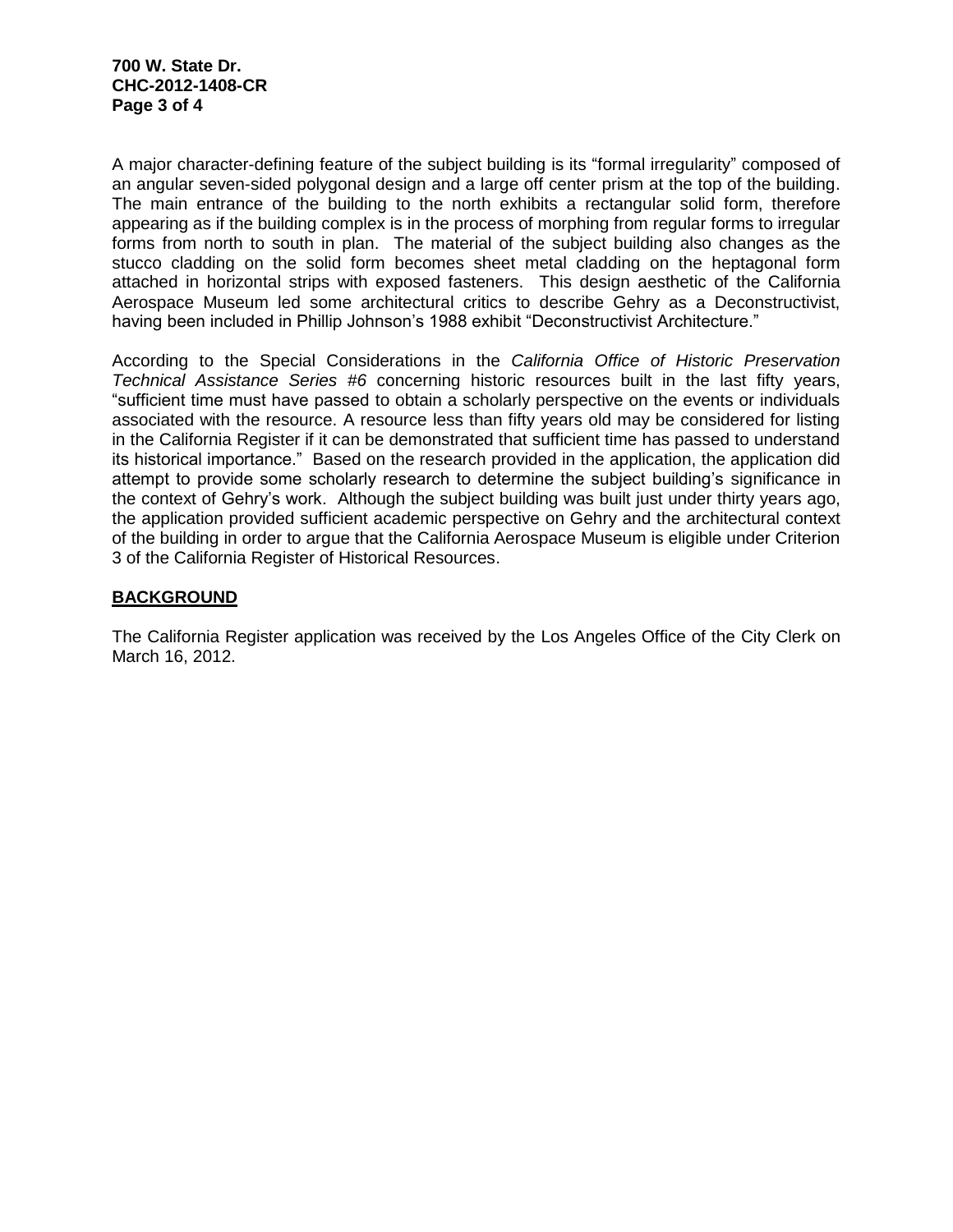A major character-defining feature of the subject building is its "formal irregularity" composed of an angular seven-sided polygonal design and a large off center prism at the top of the building. The main entrance of the building to the north exhibits a rectangular solid form, therefore appearing as if the building complex is in the process of morphing from regular forms to irregular forms from north to south in plan. The material of the subject building also changes as the stucco cladding on the solid form becomes sheet metal cladding on the heptagonal form attached in horizontal strips with exposed fasteners. This design aesthetic of the California Aerospace Museum led some architectural critics to describe Gehry as a Deconstructivist, having been included in Phillip Johnson's 1988 exhibit "Deconstructivist Architecture."

According to the Special Considerations in the *California Office of Historic Preservation Technical Assistance Series #6* concerning historic resources built in the last fifty years, "sufficient time must have passed to obtain a scholarly perspective on the events or individuals associated with the resource. A resource less than fifty years old may be considered for listing in the California Register if it can be demonstrated that sufficient time has passed to understand its historical importance." Based on the research provided in the application, the application did attempt to provide some scholarly research to determine the subject building's significance in the context of Gehry's work. Although the subject building was built just under thirty years ago, the application provided sufficient academic perspective on Gehry and the architectural context of the building in order to argue that the California Aerospace Museum is eligible under Criterion 3 of the California Register of Historical Resources.

## BACKGROUND

The California Register application was received by the Los Angeles Office of the City Clerk on March 16, 2012.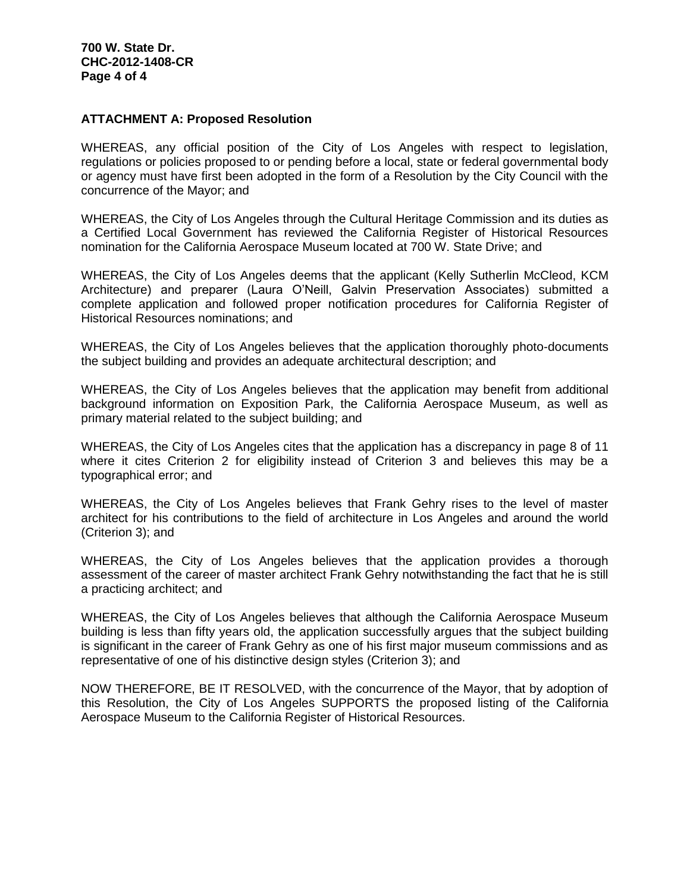**ATTACHMENT A: Proposed Resolution**

WHEREAS, any official position of the City of Los Angeles with respect to legislation, regulations or policies proposed to or pending before a local, state or federal governmental body or agency must have first been adopted in the form of a Resolution by the City Council with the concurrence of the Mayor; and

WHEREAS, the City of Los Angeles through the Cultural Heritage Commission and its duties as a Certified Local Government has reviewed the California Register of Historical Resources nomination for the California Aerospace Museum located at 700 W. State Drive; and

WHEREAS, the City of Los Angeles deems that the applicant (Kelly Sutherlin McCleod, KCM Architecture) and preparer (Laura O'Neill, Galvin Preservation Associates) submitted a complete application and followed proper notification procedures for California Register of Historical Resources nominations; and

WHEREAS, the City of Los Angeles believes that the application thoroughly photo-documents the subject building and provides an adequate architectural description; and

WHEREAS, the City of Los Angeles believes that the application may benefit from additional background information on Exposition Park, the California Aerospace Museum, as well as primary material related to the subject building; and

WHEREAS, the City of Los Angeles cites that the application has a discrepancy in page 8 of 11 where it cites Criterion 2 for eligibility instead of Criterion 3 and believes this may be a typographical error; and

WHEREAS, the City of Los Angeles believes that Frank Gehry rises to the level of master architect for his contributions to the field of architecture in Los Angeles and around the world (Criterion 3); and

WHEREAS, the City of Los Angeles believes that the application provides a thorough assessment of the career of master architect Frank Gehry notwithstanding the fact that he is still a practicing architect; and

WHEREAS, the City of Los Angeles believes that although the California Aerospace Museum building is less than fifty years old, the application successfully argues that the subject building is significant in the career of Frank Gehry as one of his first major museum commissions and as representative of one of his distinctive design styles (Criterion 3); and

NOW THEREFORE, BE IT RESOLVED, with the concurrence of the Mayor, that by adoption of this Resolution, the City of Los Angeles SUPPORTS the proposed listing of the California Aerospace Museum to the California Register of Historical Resources.